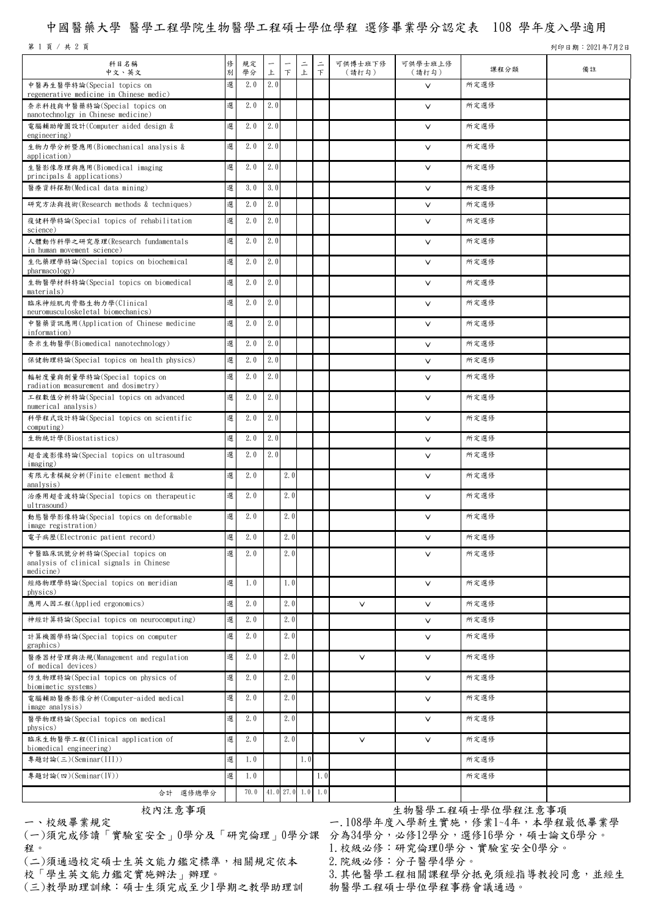# 中國醫藥大學 醫學工程學院生物醫學工程碩士學位學程 選修畢業學分認定表 108 學年度入學適用

列印日期：2021年7月2日

| 科目名稱<br>中文、英文 | 修別 | 規定學分 | 一上 | 一下 | 二上 | 二下 | 可供博士班下修<br>（請打勾） | 可供學士班上修<br>（請打勾） | 課程分類 | 備註 |
|---|---|---|---|---|---|---|---|---|---|---|
| 中醫再生醫學特論(Special topics on regenerative medicine in Chinese medic) | 選 | 2.0 | 2.0 | | | | | V | 所定選修 | |
| 奈米科技與中醫藥特論(Special topics on nanotechnolgy in Chinese medicine) | 選 | 2.0 | 2.0 | | | | | V | 所定選修 | |
| 電腦輔助繪圖設計(Computer aided design & engineering) | 選 | 2.0 | 2.0 | | | | | V | 所定選修 | |
| 生物力學分析暨應用(Biomechanical analysis & application) | 選 | 2.0 | 2.0 | | | | | V | 所定選修 | |
| 生醫影像原理與應用(Biomedical imaging principals & applications) | 選 | 2.0 | 2.0 | | | | | V | 所定選修 | |
| 醫療資料探勘(Medical data mining) | 選 | 3.0 | 3.0 | | | | | V | 所定選修 | |
| 研究方法與技術(Research methods & techniques) | 選 | 2.0 | 2.0 | | | | | V | 所定選修 | |
| 復健科學特論(Special topics of rehabilitation science) | 選 | 2.0 | 2.0 | | | | | V | 所定選修 | |
| 人體動作科學之研究原理(Research fundamentals in human movement science) | 選 | 2.0 | 2.0 | | | | | V | 所定選修 | |
| 生化藥理學特論(Special topics on biochemical pharmacology) | 選 | 2.0 | 2.0 | | | | | V | 所定選修 | |
| 生物醫學材料特論(Special topics on biomedical materials) | 選 | 2.0 | 2.0 | | | | | V | 所定選修 | |
| 臨床神經肌肉骨骼生物力學(Clinical neuromusculoskeletal biomechanics) | 選 | 2.0 | 2.0 | | | | | V | 所定選修 | |
| 中醫藥資訊應用(Application of Chinese medicine information) | 選 | 2.0 | 2.0 | | | | | V | 所定選修 | |
| 奈米生物醫學(Biomedical nanotechnology) | 選 | 2.0 | 2.0 | | | | | V | 所定選修 | |
| 保健物理特論(Special topics on health physics) | 選 | 2.0 | 2.0 | | | | | V | 所定選修 | |
| 輻射度量與劑量學特論(Special topics on radiation measurement and dosimetry) | 選 | 2.0 | 2.0 | | | | | V | 所定選修 | |
| 工程數值分析特論(Special topics on advanced numerical analysis) | 選 | 2.0 | 2.0 | | | | | V | 所定選修 | |
| 科學程式設計特論(Special topics on scientific computing) | 選 | 2.0 | 2.0 | | | | | V | 所定選修 | |
| 生物統計學(Biostatistics) | 選 | 2.0 | 2.0 | | | | | V | 所定選修 | |
| 超音波影像特論(Special topics on ultrasound imaging) | 選 | 2.0 | 2.0 | | | | | V | 所定選修 | |
| 有限元素模擬分析(Finite element method & analysis) | 選 | 2.0 | | 2.0 | | | | V | 所定選修 | |
| 治療用超音波特論(Special topics on therapeutic ultrasound) | 選 | 2.0 | | 2.0 | | | | V | 所定選修 | |
| 動態醫學影像特論(Special topics on deformable image registration) | 選 | 2.0 | | 2.0 | | | | V | 所定選修 | |
| 電子病歷(Electronic patient record) | 選 | 2.0 | | 2.0 | | | | V | 所定選修 | |
| 中醫臨床訊號分析特論(Special topics on analysis of clinical signals in Chinese medicine) | 選 | 2.0 | | 2.0 | | | | V | 所定選修 | |
| 經絡物理學特論(Special topics on meridian physics) | 選 | 1.0 | | 1.0 | | | | V | 所定選修 | |
| 應用人因工程(Applied ergonomics) | 選 | 2.0 | | 2.0 | | | V | V | 所定選修 | |
| 神經計算特論(Special topics on neurocomputing) | 選 | 2.0 | | 2.0 | | | | V | 所定選修 | |
| 計算機圖學特論(Special topics on computer graphics) | 選 | 2.0 | | 2.0 | | | | V | 所定選修 | |
| 醫療器材管理與法規(Management and regulation of medical devices) | 選 | 2.0 | | 2.0 | | | V | V | 所定選修 | |
| 仿生物理特論(Special topics on physics of biomimetic systems) | 選 | 2.0 | | 2.0 | | | | V | 所定選修 | |
| 電腦輔助醫療影像分析(Computer-aided medical image analysis) | 選 | 2.0 | | 2.0 | | | | V | 所定選修 | |
| 醫學物理特論(Special topics on medical physics) | 選 | 2.0 | | 2.0 | | | | V | 所定選修 | |
| 臨床生物醫學工程(Clinical application of biomedical engineering) | 選 | 2.0 | | 2.0 | | | V | V | 所定選修 | |
| 專題討論(三)(Seminar(III)) | 選 | 1.0 | | | 1.0 | | | | 所定選修 | |
| 專題討論(四)(Seminar(IV)) | 選 | 1.0 | | | | 1.0 | | | 所定選修 | |
| 合計　選修總學分 | | 70.0 | 41.0 | 27.0 | 1.0 | 1.0 | | | | |

## 校內注意事項

一、校級畢業規定

(一)須完成修讀「實驗室安全」0學分及「研究倫理」0學分課程。

(二)須通過校定碩士生英文能力鑑定標準，相關規定依本校「學生英文能力鑑定實施辦法」辦理。

(三)教學助理訓練：碩士生須完成至少1學期之教學助理訓

## 生物醫學工程碩士學位學程注意事項

一.108學年度入學新生實施，修業1~4年，本學程最低畢業學分為34學分，必修12學分，選修16學分，碩士論文6學分。

1.校級必修：研究倫理0學分、實驗室安全0學分。

2.院級必修：分子醫學4學分。

3.其他醫學工程相關課程學分抵免須經指導教授同意，並經生物醫學工程碩士學位學程事務會議通過。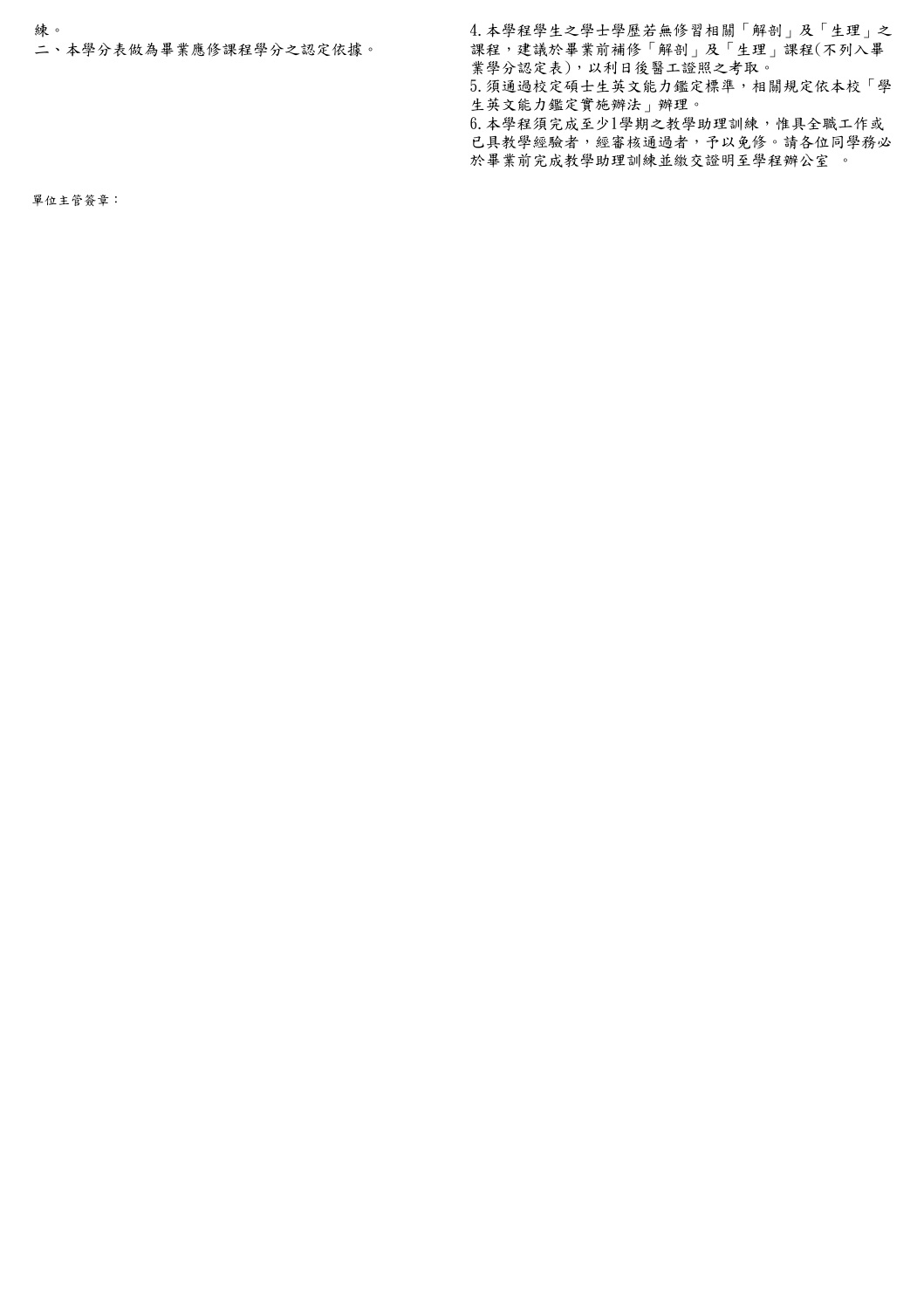練。

二、本學分表做為畢業應修課程學分之認定依據。

4. 本學程學生之學士學歷若無修習相關「解剖」及「生理」之課程，建議於畢業前補修「解剖」及「生理」課程(不列入畢業學分認定表)，以利日後醫工證照之考取。

5. 須通過校定碩士生英文能力鑑定標準，相關規定依本校「學生英文能力鑑定實施辦法」辦理。

6. 本學程須完成至少1學期之教學助理訓練，惟具全職工作或已具教學經驗者，經審核通過者，予以免修。請各位同學務必於畢業前完成教學助理訓練並繳交證明至學程辦公室 。

單位主管簽章：